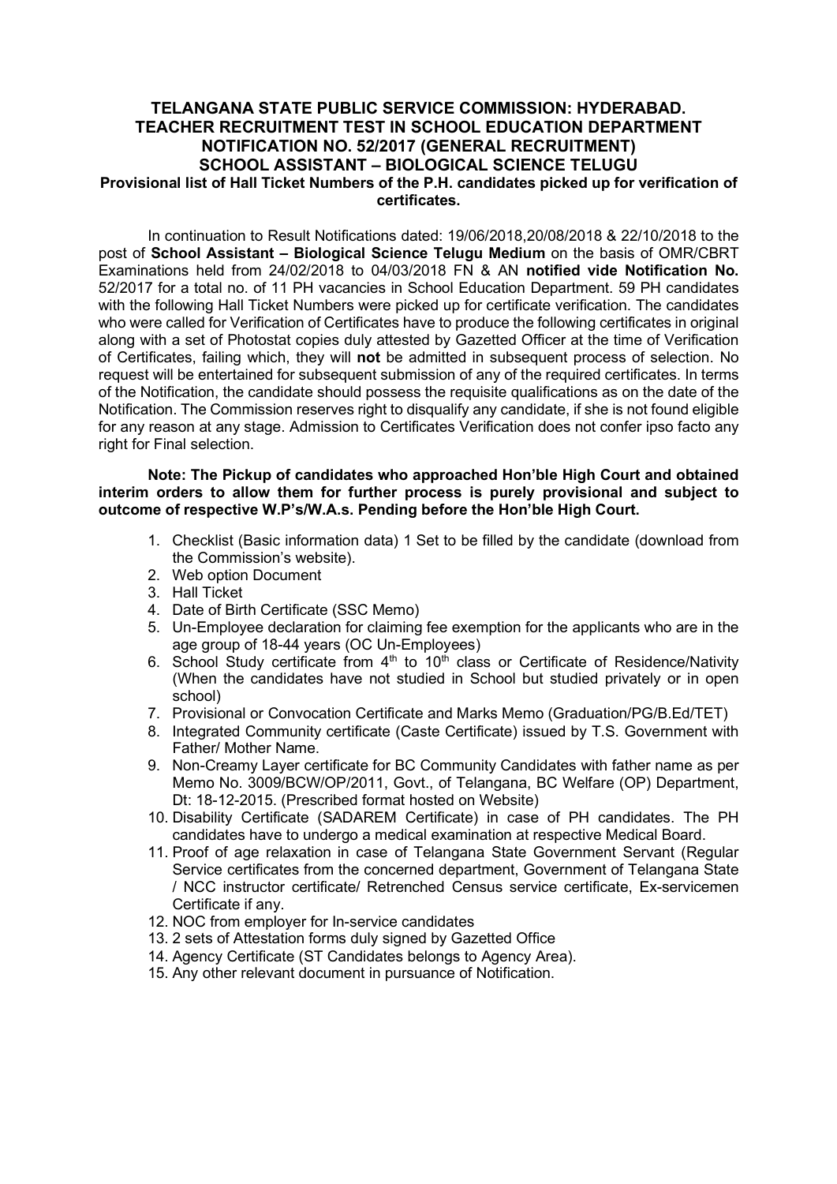# TELANGANA STATE PUBLIC SERVICE COMMISSION: HYDERABAD.
## TEACHER RECRUITMENT TEST IN SCHOOL EDUCATION DEPARTMENT
## NOTIFICATION NO. 52/2017 (GENERAL RECRUITMENT)
## SCHOOL ASSISTANT – BIOLOGICAL SCIENCE TELUGU

**Provisional list of Hall Ticket Numbers of the P.H. candidates picked up for verification of certificates.**

In continuation to Result Notifications dated: 19/06/2018,20/08/2018 & 22/10/2018 to the post of **School Assistant – Biological Science Telugu Medium** on the basis of OMR/CBRT Examinations held from 24/02/2018 to 04/03/2018 FN & AN **notified vide Notification No.** 52/2017 for a total no. of 11 PH vacancies in School Education Department. 59 PH candidates with the following Hall Ticket Numbers were picked up for certificate verification. The candidates who were called for Verification of Certificates have to produce the following certificates in original along with a set of Photostat copies duly attested by Gazetted Officer at the time of Verification of Certificates, failing which, they will **not** be admitted in subsequent process of selection. No request will be entertained for subsequent submission of any of the required certificates. In terms of the Notification, the candidate should possess the requisite qualifications as on the date of the Notification. The Commission reserves right to disqualify any candidate, if she is not found eligible for any reason at any stage. Admission to Certificates Verification does not confer ipso facto any right for Final selection.

**Note: The Pickup of candidates who approached Hon'ble High Court and obtained interim orders to allow them for further process is purely provisional and subject to outcome of respective W.P's/W.A.s. Pending before the Hon'ble High Court.**

1. Checklist (Basic information data) 1 Set to be filled by the candidate (download from the Commission's website).
2. Web option Document
3. Hall Ticket
4. Date of Birth Certificate (SSC Memo)
5. Un-Employee declaration for claiming fee exemption for the applicants who are in the age group of 18-44 years (OC Un-Employees)
6. School Study certificate from 4th to 10th class or Certificate of Residence/Nativity (When the candidates have not studied in School but studied privately or in open school)
7. Provisional or Convocation Certificate and Marks Memo (Graduation/PG/B.Ed/TET)
8. Integrated Community certificate (Caste Certificate) issued by T.S. Government with Father/ Mother Name.
9. Non-Creamy Layer certificate for BC Community Candidates with father name as per Memo No. 3009/BCW/OP/2011, Govt., of Telangana, BC Welfare (OP) Department, Dt: 18-12-2015. (Prescribed format hosted on Website)
10. Disability Certificate (SADAREM Certificate) in case of PH candidates. The PH candidates have to undergo a medical examination at respective Medical Board.
11. Proof of age relaxation in case of Telangana State Government Servant (Regular Service certificates from the concerned department, Government of Telangana State / NCC instructor certificate/ Retrenched Census service certificate, Ex-servicemen Certificate if any.
12. NOC from employer for In-service candidates
13. 2 sets of Attestation forms duly signed by Gazetted Office
14. Agency Certificate (ST Candidates belongs to Agency Area).
15. Any other relevant document in pursuance of Notification.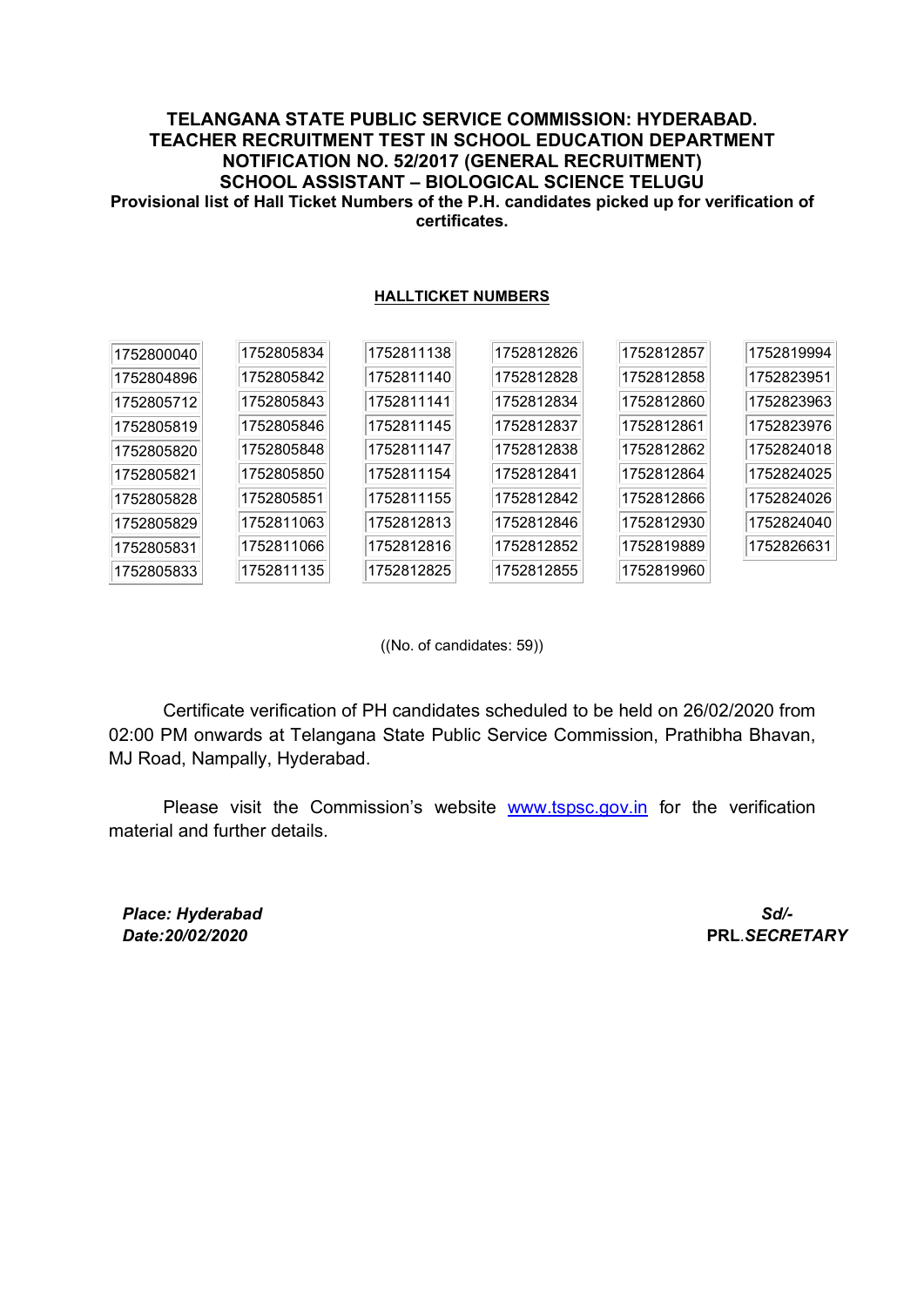**TELANGANA STATE PUBLIC SERVICE COMMISSION: HYDERABAD.**
**TEACHER RECRUITMENT TEST IN SCHOOL EDUCATION DEPARTMENT**
**NOTIFICATION NO. 52/2017 (GENERAL RECRUITMENT)**
**SCHOOL ASSISTANT – BIOLOGICAL SCIENCE TELUGU**
**Provisional list of Hall Ticket Numbers of the P.H. candidates picked up for verification of certificates.**

**HALLTICKET NUMBERS**

| | | | | | |
|---|---|---|---|---|---|
| 1752800040 | 1752805834 | 1752811138 | 1752812826 | 1752812857 | 1752819994 |
| 1752804896 | 1752805842 | 1752811140 | 1752812828 | 1752812858 | 1752823951 |
| 1752805712 | 1752805843 | 1752811141 | 1752812834 | 1752812860 | 1752823963 |
| 1752805819 | 1752805846 | 1752811145 | 1752812837 | 1752812861 | 1752823976 |
| 1752805820 | 1752805848 | 1752811147 | 1752812838 | 1752812862 | 1752824018 |
| 1752805821 | 1752805850 | 1752811154 | 1752812841 | 1752812864 | 1752824025 |
| 1752805828 | 1752805851 | 1752811155 | 1752812842 | 1752812866 | 1752824026 |
| 1752805829 | 1752811063 | 1752812813 | 1752812846 | 1752812930 | 1752824040 |
| 1752805831 | 1752811066 | 1752812816 | 1752812852 | 1752819889 | 1752826631 |
| 1752805833 | 1752811135 | 1752812825 | 1752812855 | 1752819960 | |

((No. of candidates: 59))

Certificate verification of PH candidates scheduled to be held on 26/02/2020 from 02:00 PM onwards at Telangana State Public Service Commission, Prathibha Bhavan, MJ Road, Nampally, Hyderabad.

Please visit the Commission's website www.tspsc.gov.in for the verification material and further details.

***Place: Hyderabad***
***Date:20/02/2020***

*Sd/-*
**PRL.*SECRETARY***